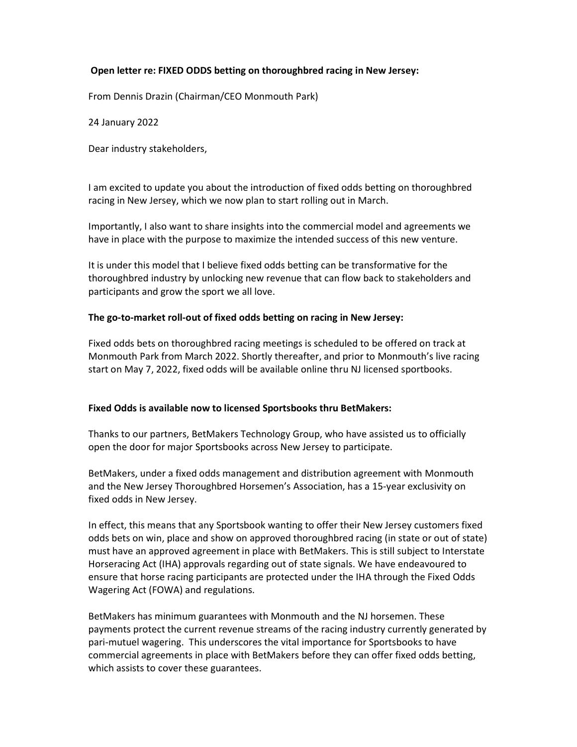**Open letter re: FIXED ODDS betting on thoroughbred racing in New Jersey:**

From Dennis Drazin (Chairman/CEO Monmouth Park)

24 January 2022

Dear industry stakeholders,

I am excited to update you about the introduction of fixed odds betting on thoroughbred racing in New Jersey, which we now plan to start rolling out in March.

Importantly, I also want to share insights into the commercial model and agreements we have in place with the purpose to maximize the intended success of this new venture.

It is under this model that I believe fixed odds betting can be transformative for the thoroughbred industry by unlocking new revenue that can flow back to stakeholders and participants and grow the sport we all love.

**The go-to-market roll-out of fixed odds betting on racing in New Jersey:**

Fixed odds bets on thoroughbred racing meetings is scheduled to be offered on track at Monmouth Park from March 2022. Shortly thereafter, and prior to Monmouth's live racing start on May 7, 2022, fixed odds will be available online thru NJ licensed sportbooks.

**Fixed Odds is available now to licensed Sportsbooks thru BetMakers:**

Thanks to our partners, BetMakers Technology Group, who have assisted us to officially open the door for major Sportsbooks across New Jersey to participate.

BetMakers, under a fixed odds management and distribution agreement with Monmouth and the New Jersey Thoroughbred Horsemen's Association, has a 15-year exclusivity on fixed odds in New Jersey.

In effect, this means that any Sportsbook wanting to offer their New Jersey customers fixed odds bets on win, place and show on approved thoroughbred racing (in state or out of state) must have an approved agreement in place with BetMakers. This is still subject to Interstate Horseracing Act (IHA) approvals regarding out of state signals. We have endeavoured to ensure that horse racing participants are protected under the IHA through the Fixed Odds Wagering Act (FOWA) and regulations.

BetMakers has minimum guarantees with Monmouth and the NJ horsemen. These payments protect the current revenue streams of the racing industry currently generated by pari-mutuel wagering. This underscores the vital importance for Sportsbooks to have commercial agreements in place with BetMakers before they can offer fixed odds betting, which assists to cover these guarantees.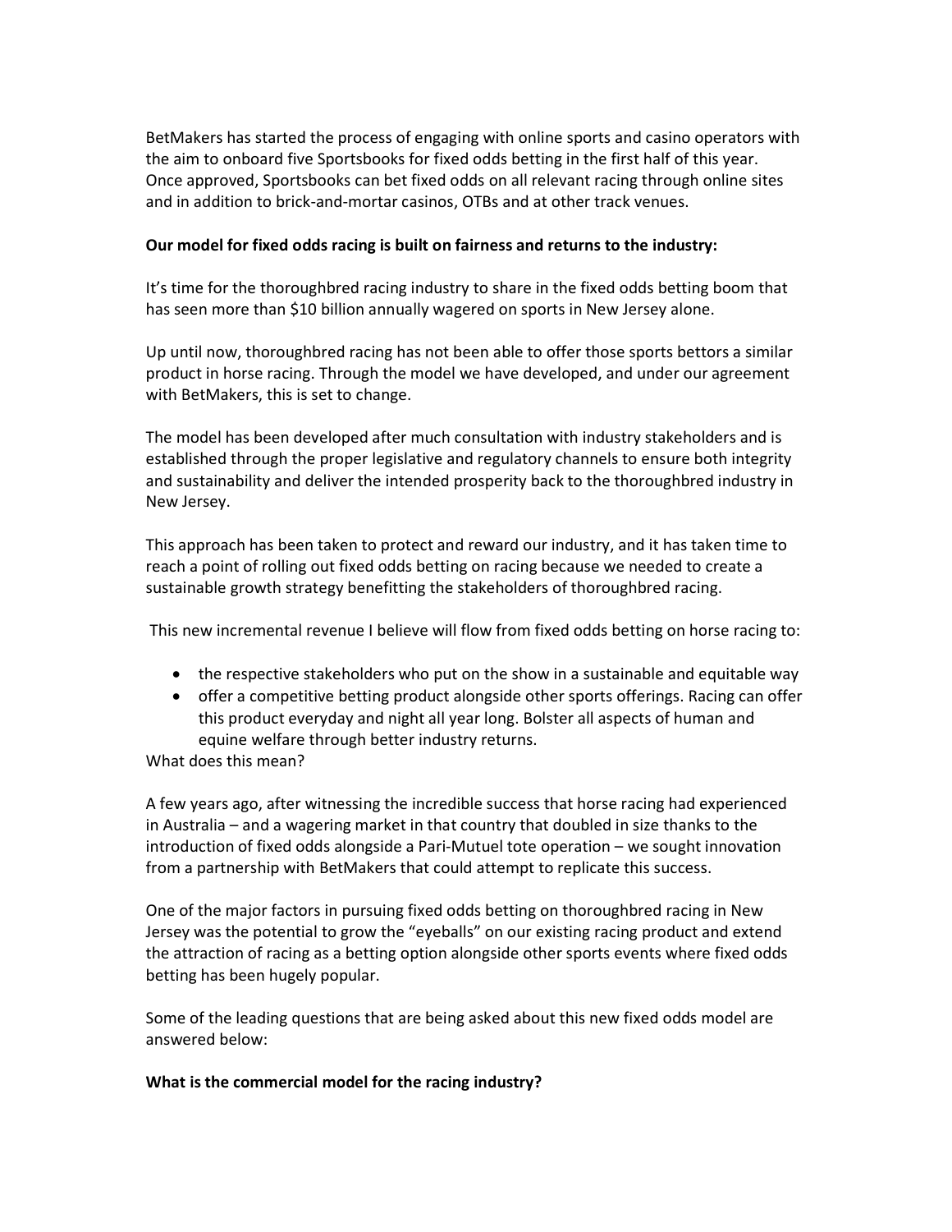BetMakers has started the process of engaging with online sports and casino operators with the aim to onboard five Sportsbooks for fixed odds betting in the first half of this year. Once approved, Sportsbooks can bet fixed odds on all relevant racing through online sites and in addition to brick-and-mortar casinos, OTBs and at other track venues.

**Our model for fixed odds racing is built on fairness and returns to the industry:**

It's time for the thoroughbred racing industry to share in the fixed odds betting boom that has seen more than $10 billion annually wagered on sports in New Jersey alone.

Up until now, thoroughbred racing has not been able to offer those sports bettors a similar product in horse racing. Through the model we have developed, and under our agreement with BetMakers, this is set to change.

The model has been developed after much consultation with industry stakeholders and is established through the proper legislative and regulatory channels to ensure both integrity and sustainability and deliver the intended prosperity back to the thoroughbred industry in New Jersey.

This approach has been taken to protect and reward our industry, and it has taken time to reach a point of rolling out fixed odds betting on racing because we needed to create a sustainable growth strategy benefitting the stakeholders of thoroughbred racing.

This new incremental revenue I believe will flow from fixed odds betting on horse racing to:

- the respective stakeholders who put on the show in a sustainable and equitable way
- offer a competitive betting product alongside other sports offerings. Racing can offer this product everyday and night all year long. Bolster all aspects of human and equine welfare through better industry returns.

What does this mean?

A few years ago, after witnessing the incredible success that horse racing had experienced in Australia – and a wagering market in that country that doubled in size thanks to the introduction of fixed odds alongside a Pari-Mutuel tote operation – we sought innovation from a partnership with BetMakers that could attempt to replicate this success.

One of the major factors in pursuing fixed odds betting on thoroughbred racing in New Jersey was the potential to grow the "eyeballs" on our existing racing product and extend the attraction of racing as a betting option alongside other sports events where fixed odds betting has been hugely popular.

Some of the leading questions that are being asked about this new fixed odds model are answered below:

**What is the commercial model for the racing industry?**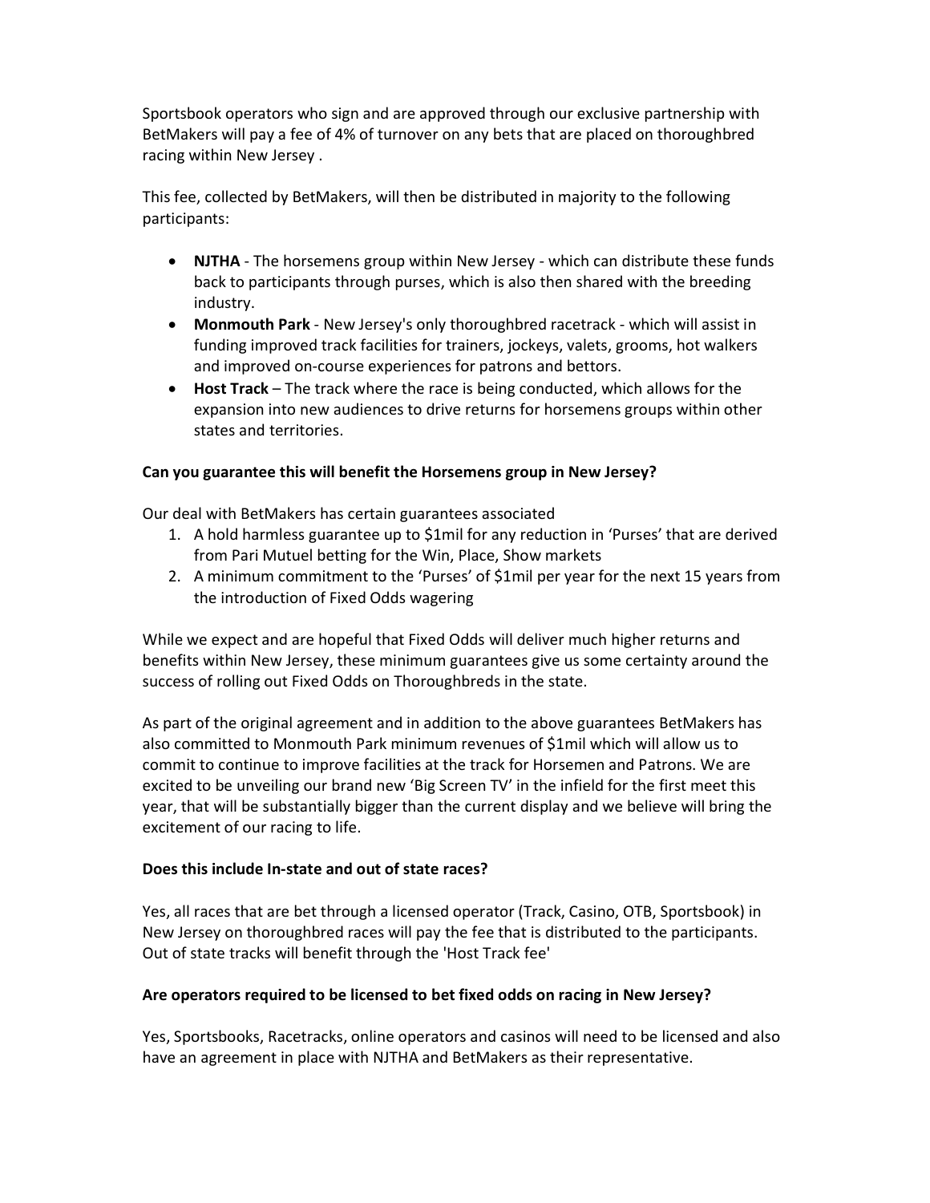Sportsbook operators who sign and are approved through our exclusive partnership with BetMakers will pay a fee of 4% of turnover on any bets that are placed on thoroughbred racing within New Jersey .

This fee, collected by BetMakers, will then be distributed in majority to the following participants:

- **NJTHA** - The horsemens group within New Jersey - which can distribute these funds back to participants through purses, which is also then shared with the breeding industry.
- **Monmouth Park** - New Jersey's only thoroughbred racetrack - which will assist in funding improved track facilities for trainers, jockeys, valets, grooms, hot walkers and improved on-course experiences for patrons and bettors.
- **Host Track** – The track where the race is being conducted, which allows for the expansion into new audiences to drive returns for horsemens groups within other states and territories.

**Can you guarantee this will benefit the Horsemens group in New Jersey?**

Our deal with BetMakers has certain guarantees associated

1. A hold harmless guarantee up to $1mil for any reduction in 'Purses' that are derived from Pari Mutuel betting for the Win, Place, Show markets
2. A minimum commitment to the 'Purses' of $1mil per year for the next 15 years from the introduction of Fixed Odds wagering

While we expect and are hopeful that Fixed Odds will deliver much higher returns and benefits within New Jersey, these minimum guarantees give us some certainty around the success of rolling out Fixed Odds on Thoroughbreds in the state.

As part of the original agreement and in addition to the above guarantees BetMakers has also committed to Monmouth Park minimum revenues of $1mil which will allow us to commit to continue to improve facilities at the track for Horsemen and Patrons. We are excited to be unveiling our brand new 'Big Screen TV' in the infield for the first meet this year, that will be substantially bigger than the current display and we believe will bring the excitement of our racing to life.

**Does this include In-state and out of state races?**

Yes, all races that are bet through a licensed operator (Track, Casino, OTB, Sportsbook) in New Jersey on thoroughbred races will pay the fee that is distributed to the participants. Out of state tracks will benefit through the 'Host Track fee'

**Are operators required to be licensed to bet fixed odds on racing in New Jersey?**

Yes, Sportsbooks, Racetracks, online operators and casinos will need to be licensed and also have an agreement in place with NJTHA and BetMakers as their representative.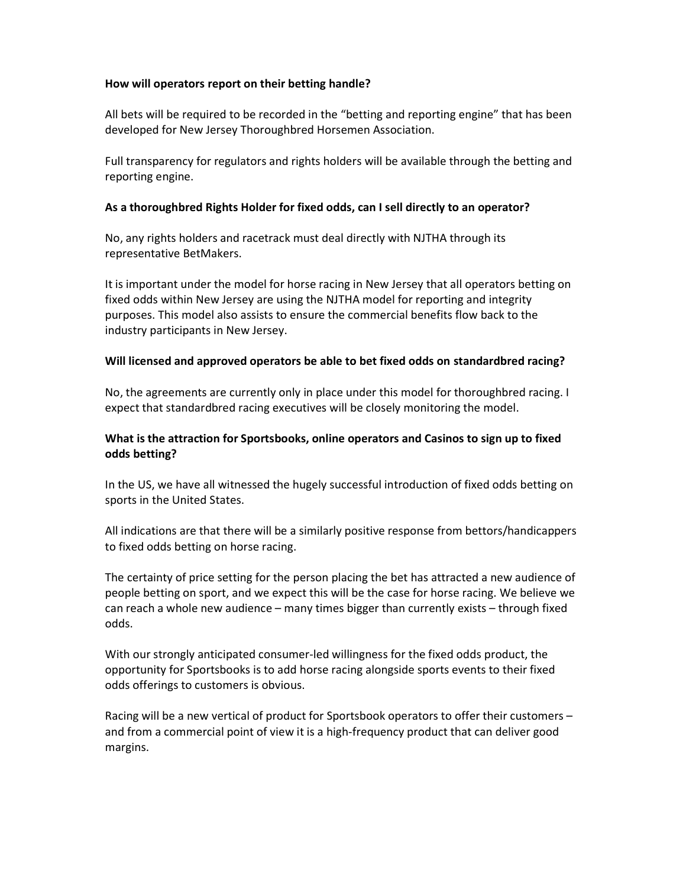**How will operators report on their betting handle?**

All bets will be required to be recorded in the "betting and reporting engine" that has been developed for New Jersey Thoroughbred Horsemen Association.

Full transparency for regulators and rights holders will be available through the betting and reporting engine.

**As a thoroughbred Rights Holder for fixed odds, can I sell directly to an operator?**

No, any rights holders and racetrack must deal directly with NJTHA through its representative BetMakers.

It is important under the model for horse racing in New Jersey that all operators betting on fixed odds within New Jersey are using the NJTHA model for reporting and integrity purposes. This model also assists to ensure the commercial benefits flow back to the industry participants in New Jersey.

**Will licensed and approved operators be able to bet fixed odds on standardbred racing?**

No, the agreements are currently only in place under this model for thoroughbred racing. I expect that standardbred racing executives will be closely monitoring the model.

**What is the attraction for Sportsbooks, online operators and Casinos to sign up to fixed odds betting?**

In the US, we have all witnessed the hugely successful introduction of fixed odds betting on sports in the United States.

All indications are that there will be a similarly positive response from bettors/handicappers to fixed odds betting on horse racing.

The certainty of price setting for the person placing the bet has attracted a new audience of people betting on sport, and we expect this will be the case for horse racing. We believe we can reach a whole new audience – many times bigger than currently exists – through fixed odds.

With our strongly anticipated consumer-led willingness for the fixed odds product, the opportunity for Sportsbooks is to add horse racing alongside sports events to their fixed odds offerings to customers is obvious.

Racing will be a new vertical of product for Sportsbook operators to offer their customers – and from a commercial point of view it is a high-frequency product that can deliver good margins.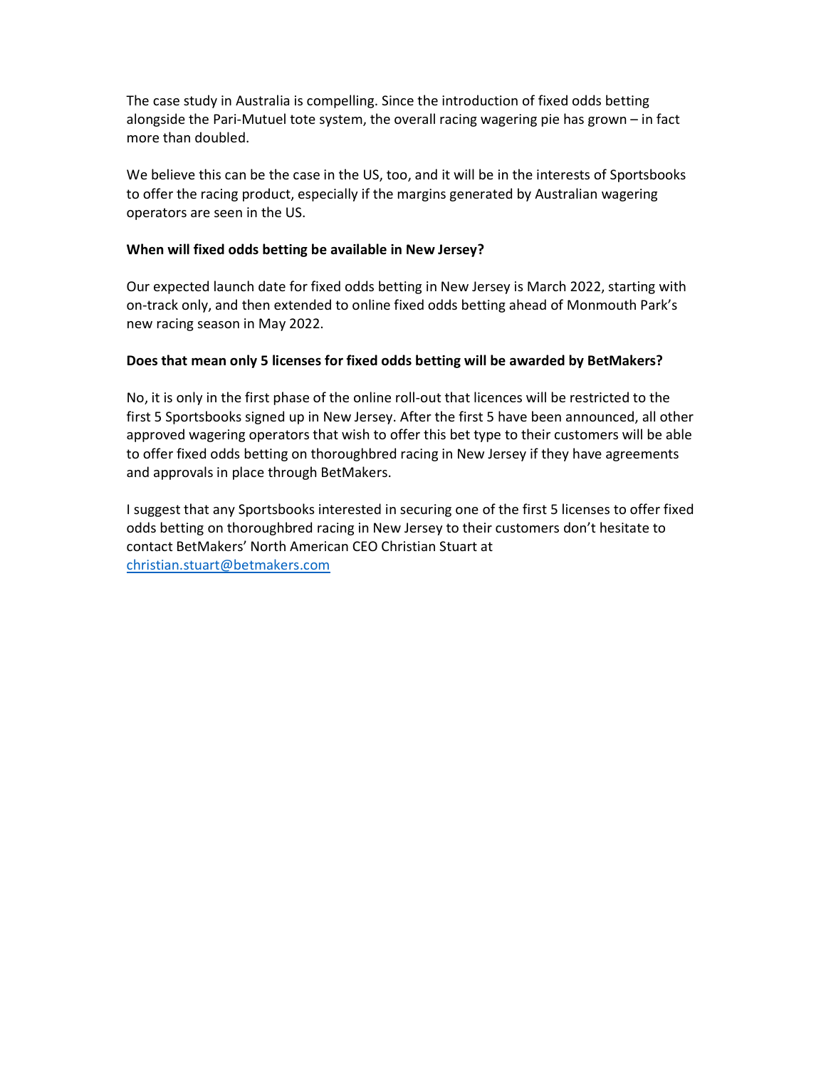The case study in Australia is compelling. Since the introduction of fixed odds betting alongside the Pari-Mutuel tote system, the overall racing wagering pie has grown – in fact more than doubled.

We believe this can be the case in the US, too, and it will be in the interests of Sportsbooks to offer the racing product, especially if the margins generated by Australian wagering operators are seen in the US.

**When will fixed odds betting be available in New Jersey?**

Our expected launch date for fixed odds betting in New Jersey is March 2022, starting with on-track only, and then extended to online fixed odds betting ahead of Monmouth Park's new racing season in May 2022.

**Does that mean only 5 licenses for fixed odds betting will be awarded by BetMakers?**

No, it is only in the first phase of the online roll-out that licences will be restricted to the first 5 Sportsbooks signed up in New Jersey. After the first 5 have been announced, all other approved wagering operators that wish to offer this bet type to their customers will be able to offer fixed odds betting on thoroughbred racing in New Jersey if they have agreements and approvals in place through BetMakers.

I suggest that any Sportsbooks interested in securing one of the first 5 licenses to offer fixed odds betting on thoroughbred racing in New Jersey to their customers don't hesitate to contact BetMakers' North American CEO Christian Stuart at [christian.stuart@betmakers.com](mailto:christian.stuart@betmakers.com)